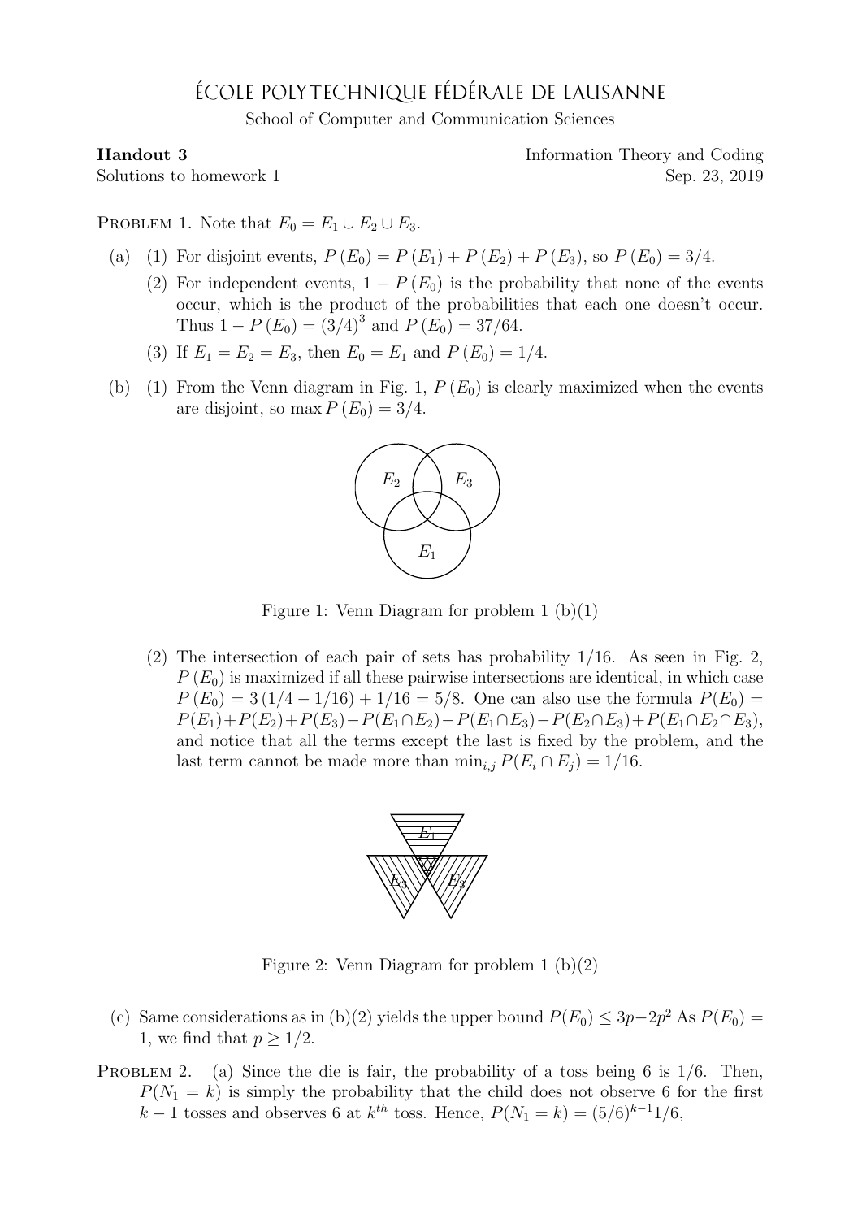# ÉCOLE POLYTECHNIQUE FÉDÉRALE DE LAUSANNE

School of Computer and Communication Sciences

**Handout 3** — Information Theory and Coding

Solutions to homework 1 — Sep. 23, 2019

---

PROBLEM 1. Note that $E_0 = E_1 \cup E_2 \cup E_3$.

(a) (1) For disjoint events, $P(E_0) = P(E_1) + P(E_2) + P(E_3)$, so $P(E_0) = 3/4$.

(2) For independent events, $1 - P(E_0)$ is the probability that none of the events occur, which is the product of the probabilities that each one doesn't occur. Thus $1 - P(E_0) = (3/4)^3$ and $P(E_0) = 37/64$.

(3) If $E_1 = E_2 = E_3$, then $E_0 = E_1$ and $P(E_0) = 1/4$.

(b) (1) From the Venn diagram in Fig. 1, $P(E_0)$ is clearly maximized when the events are disjoint, so $\max P(E_0) = 3/4$.

Figure 1: Venn Diagram for problem 1 (b)(1)

(2) The intersection of each pair of sets has probability 1/16. As seen in Fig. 2, $P(E_0)$ is maximized if all these pairwise intersections are identical, in which case $P(E_0) = 3(1/4 - 1/16) + 1/16 = 5/8$. One can also use the formula $P(E_0) = P(E_1)+P(E_2)+P(E_3)-P(E_1 \cap E_2)-P(E_1 \cap E_3)-P(E_2 \cap E_3)+P(E_1 \cap E_2 \cap E_3)$, and notice that all the terms except the last is fixed by the problem, and the last term cannot be made more than $\min_{i,j} P(E_i \cap E_j) = 1/16$.

Figure 2: Venn Diagram for problem 1 (b)(2)

(c) Same considerations as in (b)(2) yields the upper bound $P(E_0) \leq 3p - 2p^2$ As $P(E_0) = 1$, we find that $p \geq 1/2$.

PROBLEM 2. (a) Since the die is fair, the probability of a toss being 6 is 1/6. Then, $P(N_1 = k)$ is simply the probability that the child does not observe 6 for the first $k-1$ tosses and observes 6 at $k^{th}$ toss. Hence, $P(N_1 = k) = (5/6)^{k-1}1/6$,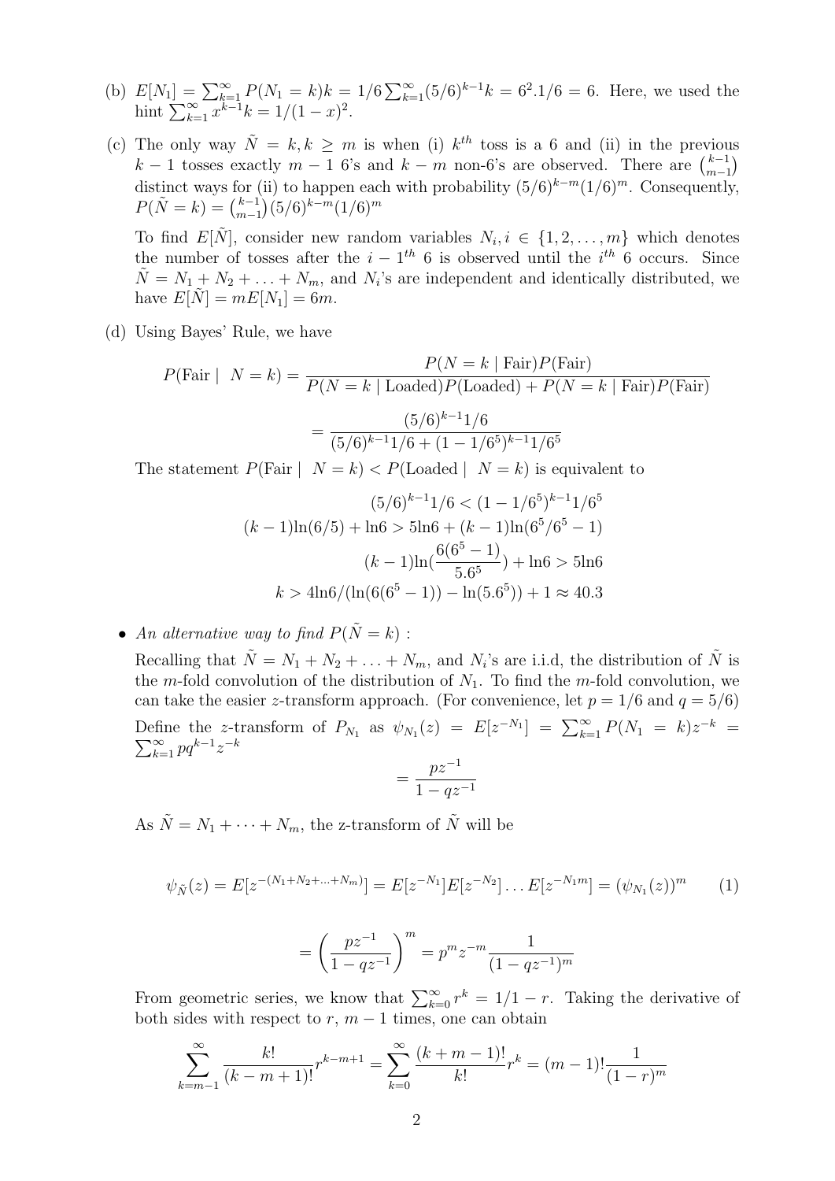(b) $E[N_1] = \sum_{k=1}^{\infty} P(N_1 = k)k = 1/6 \sum_{k=1}^{\infty}(5/6)^{k-1}k = 6^2.1/6 = 6$. Here, we used the hint $\sum_{k=1}^{\infty} x^{k-1}k = 1/(1-x)^2$.

(c) The only way $\tilde{N} = k, k \geq m$ is when (i) $k^{th}$ toss is a 6 and (ii) in the previous $k-1$ tosses exactly $m-1$ 6's and $k-m$ non-6's are observed. There are $\binom{k-1}{m-1}$ distinct ways for (ii) to happen each with probability $(5/6)^{k-m}(1/6)^m$. Consequently, $P(\tilde{N} = k) = \binom{k-1}{m-1}(5/6)^{k-m}(1/6)^m$

To find $E[\tilde{N}]$, consider new random variables $N_i, i \in \{1, 2, \ldots, m\}$ which denotes the number of tosses after the $i-1^{th}$ 6 is observed until the $i^{th}$ 6 occurs. Since $\tilde{N} = N_1 + N_2 + \ldots + N_m$, and $N_i$'s are independent and identically distributed, we have $E[\tilde{N}] = mE[N_1] = 6m$.

(d) Using Bayes' Rule, we have

$$P(\text{Fair} \mid \ N = k) = \frac{P(N = k \mid \text{Fair})P(\text{Fair})}{P(N = k \mid \text{Loaded})P(\text{Loaded}) + P(N = k \mid \text{Fair})P(\text{Fair})}$$

$$= \frac{(5/6)^{k-1}1/6}{(5/6)^{k-1}1/6 + (1-1/6^5)^{k-1}1/6^5}$$

The statement $P(\text{Fair} \mid \ N = k) < P(\text{Loaded} \mid \ N = k)$ is equivalent to

$$(5/6)^{k-1}1/6 < (1-1/6^5)^{k-1}1/6^5$$

$$(k-1)\ln(6/5) + \ln 6 > 5\ln 6 + (k-1)\ln(6^5/6^5 - 1)$$

$$(k-1)\ln(\frac{6(6^5-1)}{5.6^5}) + \ln 6 > 5\ln 6$$

$$k > 4\ln 6/(\ln(6(6^5-1)) - \ln(5.6^5)) + 1 \approx 40.3$$

- *An alternative way to find* $P(\tilde{N} = k)$ :

  Recalling that $\tilde{N} = N_1 + N_2 + \ldots + N_m$, and $N_i$'s are i.i.d, the distribution of $\tilde{N}$ is the $m$-fold convolution of the distribution of $N_1$. To find the $m$-fold convolution, we can take the easier $z$-transform approach. (For convenience, let $p = 1/6$ and $q = 5/6$)

  Define the $z$-transform of $P_{N_1}$ as $\psi_{N_1}(z) = E[z^{-N_1}] = \sum_{k=1}^{\infty} P(N_1 = k)z^{-k} = \sum_{k=1}^{\infty} pq^{k-1}z^{-k}$

  $$= \frac{pz^{-1}}{1-qz^{-1}}$$

  As $\tilde{N} = N_1 + \cdots + N_m$, the z-transform of $\tilde{N}$ will be

  $$\psi_{\tilde{N}}(z) = E[z^{-(N_1+N_2+\ldots+N_m)}] = E[z^{-N_1}]E[z^{-N_2}]\ldots E[z^{-N_1m}] = (\psi_{N_1}(z))^m \qquad (1)$$

  $$= \left(\frac{pz^{-1}}{1-qz^{-1}}\right)^m = p^m z^{-m}\frac{1}{(1-qz^{-1})^m}$$

  From geometric series, we know that $\sum_{k=0}^{\infty} r^k = 1/1-r$. Taking the derivative of both sides with respect to $r$, $m-1$ times, one can obtain

  $$\sum_{k=m-1}^{\infty} \frac{k!}{(k-m+1)!}r^{k-m+1} = \sum_{k=0}^{\infty} \frac{(k+m-1)!}{k!}r^k = (m-1)!\frac{1}{(1-r)^m}$$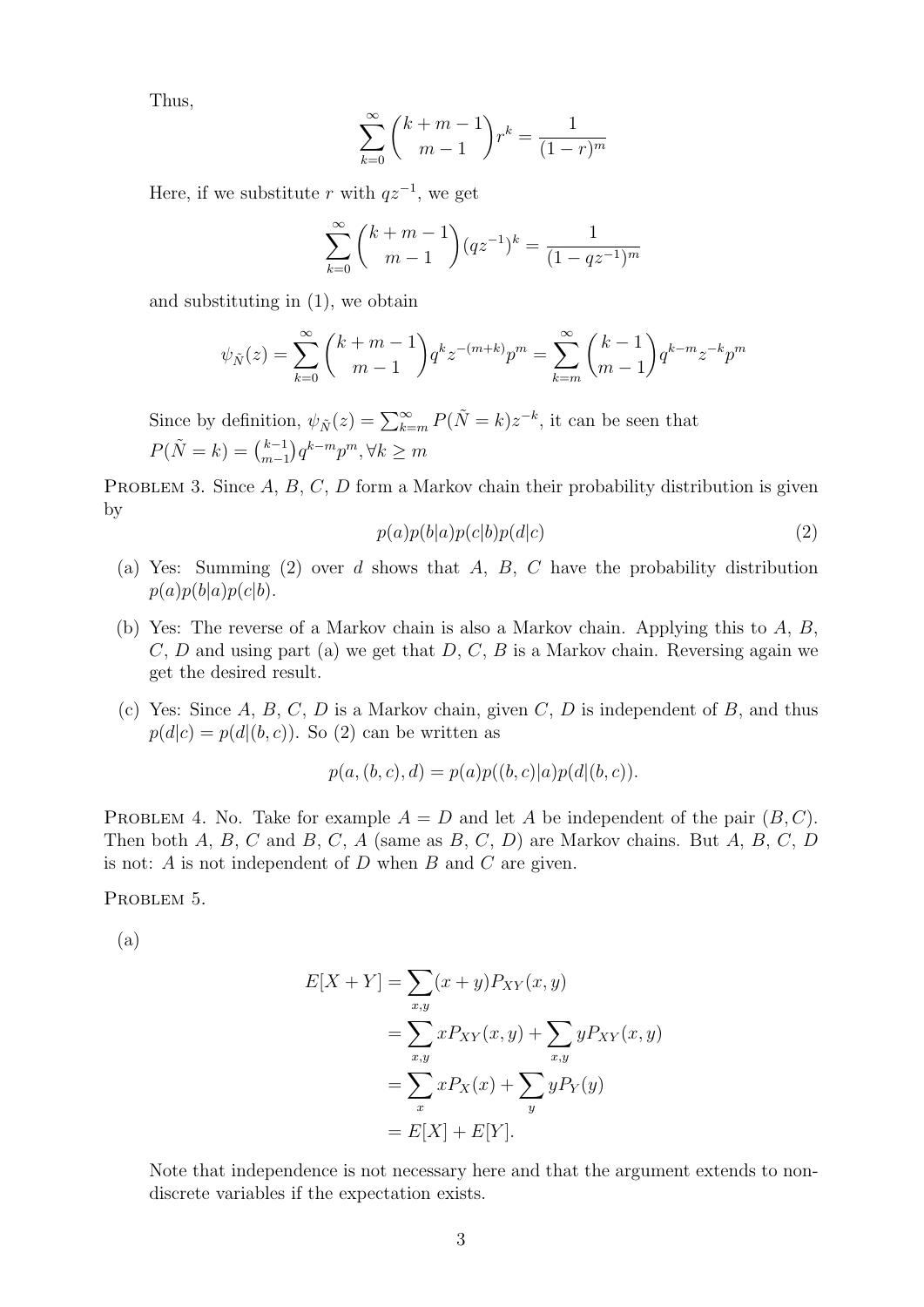Thus,

$$\sum_{k=0}^{\infty} \binom{k+m-1}{m-1} r^k = \frac{1}{(1-r)^m}$$

Here, if we substitute $r$ with $qz^{-1}$, we get

$$\sum_{k=0}^{\infty} \binom{k+m-1}{m-1} (qz^{-1})^k = \frac{1}{(1-qz^{-1})^m}$$

and substituting in (1), we obtain

$$\psi_{\tilde{N}}(z) = \sum_{k=0}^{\infty} \binom{k+m-1}{m-1} q^k z^{-(m+k)} p^m = \sum_{k=m}^{\infty} \binom{k-1}{m-1} q^{k-m} z^{-k} p^m$$

Since by definition, $\psi_{\tilde{N}}(z) = \sum_{k=m}^{\infty} P(\tilde{N}=k) z^{-k}$, it can be seen that $P(\tilde{N}=k) = \binom{k-1}{m-1} q^{k-m} p^m, \forall k \geq m$

Problem 3. Since $A$, $B$, $C$, $D$ form a Markov chain their probability distribution is given by

$$p(a)p(b|a)p(c|b)p(d|c) \tag{2}$$

(a) Yes: Summing (2) over $d$ shows that $A$, $B$, $C$ have the probability distribution $p(a)p(b|a)p(c|b)$.

(b) Yes: The reverse of a Markov chain is also a Markov chain. Applying this to $A$, $B$, $C$, $D$ and using part (a) we get that $D$, $C$, $B$ is a Markov chain. Reversing again we get the desired result.

(c) Yes: Since $A$, $B$, $C$, $D$ is a Markov chain, given $C$, $D$ is independent of $B$, and thus $p(d|c) = p(d|(b,c))$. So (2) can be written as

$$p(a,(b,c),d) = p(a)p((b,c)|a)p(d|(b,c)).$$

Problem 4. No. Take for example $A = D$ and let $A$ be independent of the pair $(B, C)$. Then both $A$, $B$, $C$ and $B$, $C$, $A$ (same as $B$, $C$, $D$) are Markov chains. But $A$, $B$, $C$, $D$ is not: $A$ is not independent of $D$ when $B$ and $C$ are given.

Problem 5.

(a)

$$\begin{aligned}
E[X+Y] &= \sum_{x,y}(x+y)P_{XY}(x,y) \\
&= \sum_{x,y} xP_{XY}(x,y) + \sum_{x,y} yP_{XY}(x,y) \\
&= \sum_{x} xP_X(x) + \sum_{y} yP_Y(y) \\
&= E[X] + E[Y].
\end{aligned}$$

Note that independence is not necessary here and that the argument extends to non-discrete variables if the expectation exists.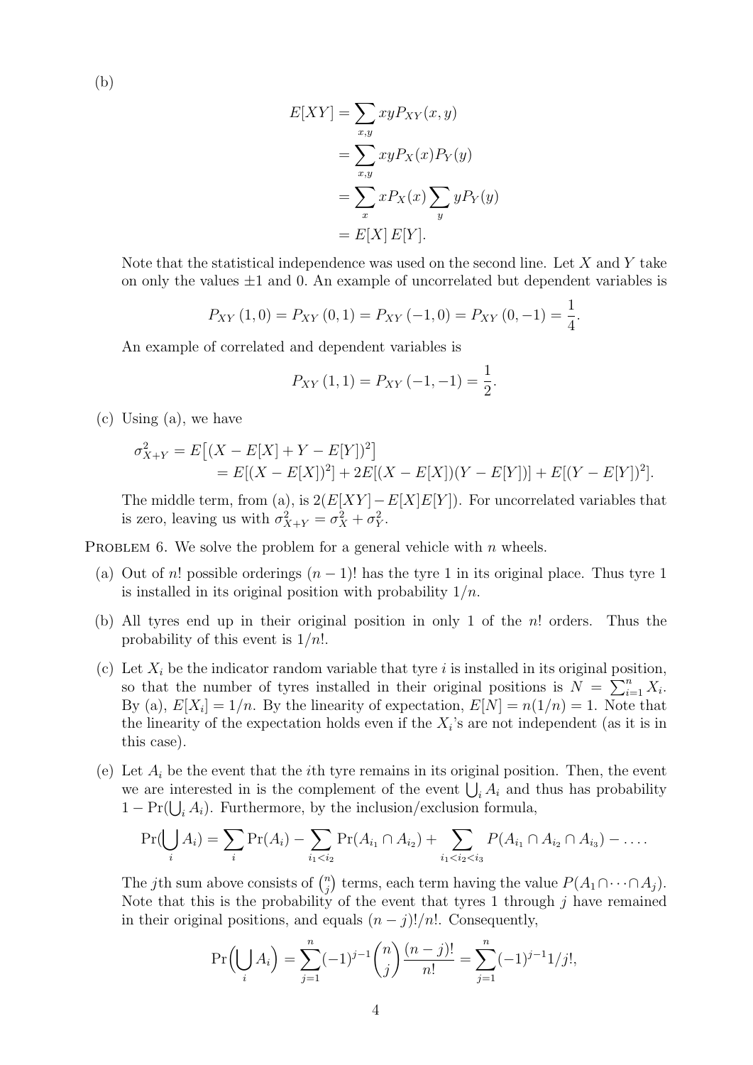(b)

$$
\begin{aligned}
E[XY] &= \sum_{x,y} xy P_{XY}(x,y) \\
&= \sum_{x,y} xy P_X(x) P_Y(y) \\
&= \sum_{x} x P_X(x) \sum_{y} y P_Y(y) \\
&= E[X]\, E[Y].
\end{aligned}
$$

Note that the statistical independence was used on the second line. Let $X$ and $Y$ take on only the values $\pm 1$ and 0. An example of uncorrelated but dependent variables is

$$
P_{XY}(1,0) = P_{XY}(0,1) = P_{XY}(-1,0) = P_{XY}(0,-1) = \frac{1}{4}.
$$

An example of correlated and dependent variables is

$$
P_{XY}(1,1) = P_{XY}(-1,-1) = \frac{1}{2}.
$$

(c) Using (a), we have

$$
\begin{aligned}
\sigma^2_{X+Y} &= E\big[(X - E[X] + Y - E[Y])^2\big] \\
&= E[(X - E[X])^2] + 2E[(X - E[X])(Y - E[Y])] + E[(Y - E[Y])^2].
\end{aligned}
$$

The middle term, from (a), is $2(E[XY] - E[X]E[Y])$. For uncorrelated variables that is zero, leaving us with $\sigma^2_{X+Y} = \sigma^2_X + \sigma^2_Y$.

Problem 6. We solve the problem for a general vehicle with $n$ wheels.

(a) Out of $n!$ possible orderings $(n-1)!$ has the tyre 1 in its original place. Thus tyre 1 is installed in its original position with probability $1/n$.

(b) All tyres end up in their original position in only 1 of the $n!$ orders. Thus the probability of this event is $1/n!$.

(c) Let $X_i$ be the indicator random variable that tyre $i$ is installed in its original position, so that the number of tyres installed in their original positions is $N = \sum_{i=1}^{n} X_i$. By (a), $E[X_i] = 1/n$. By the linearity of expectation, $E[N] = n(1/n) = 1$. Note that the linearity of the expectation holds even if the $X_i$'s are not independent (as it is in this case).

(e) Let $A_i$ be the event that the $i$th tyre remains in its original position. Then, the event we are interested in is the complement of the event $\bigcup_i A_i$ and thus has probability $1 - \Pr(\bigcup_i A_i)$. Furthermore, by the inclusion/exclusion formula,

$$
\Pr(\bigcup_i A_i) = \sum_i \Pr(A_i) - \sum_{i_1 < i_2} \Pr(A_{i_1} \cap A_{i_2}) + \sum_{i_1 < i_2 < i_3} P(A_{i_1} \cap A_{i_2} \cap A_{i_3}) - \ldots .
$$

The $j$th sum above consists of $\binom{n}{j}$ terms, each term having the value $P(A_1 \cap \cdots \cap A_j)$. Note that this is the probability of the event that tyres 1 through $j$ have remained in their original positions, and equals $(n-j)!/n!$. Consequently,

$$
\Pr\Big(\bigcup_i A_i\Big) = \sum_{j=1}^{n} (-1)^{j-1} \binom{n}{j} \frac{(n-j)!}{n!} = \sum_{j=1}^{n} (-1)^{j-1} 1/j!,
$$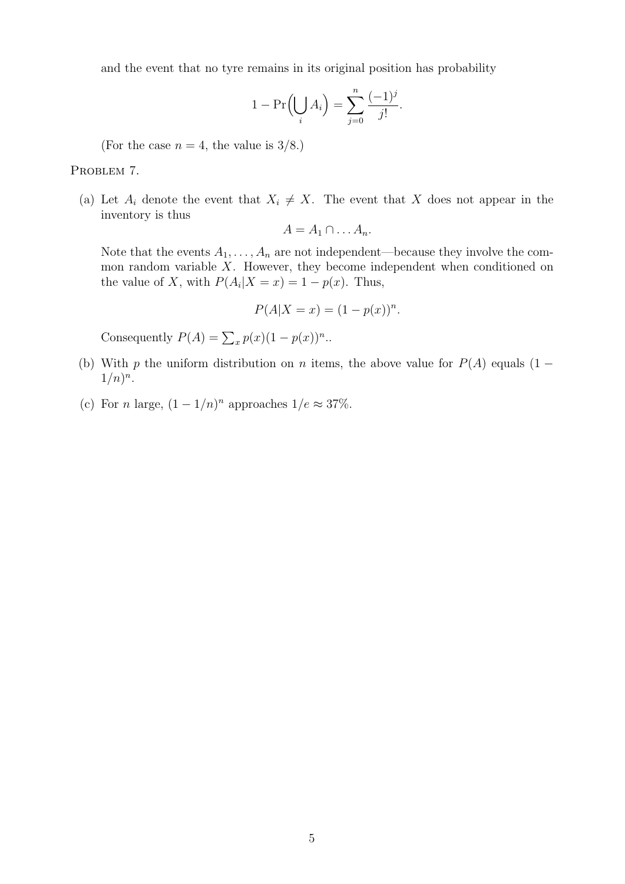and the event that no tyre remains in its original position has probability

$$1 - \Pr\Big(\bigcup_i A_i\Big) = \sum_{j=0}^{n} \frac{(-1)^j}{j!}.$$

(For the case $n = 4$, the value is 3/8.)

Problem 7.

(a) Let $A_i$ denote the event that $X_i \neq X$. The event that $X$ does not appear in the inventory is thus

$$A = A_1 \cap \dots A_n.$$

Note that the events $A_1, \dots, A_n$ are not independent—because they involve the common random variable $X$. However, they become independent when conditioned on the value of $X$, with $P(A_i | X = x) = 1 - p(x)$. Thus,

$$P(A|X = x) = (1 - p(x))^n.$$

Consequently $P(A) = \sum_x p(x)(1 - p(x))^n$..

(b) With $p$ the uniform distribution on $n$ items, the above value for $P(A)$ equals $(1 - 1/n)^n$.

(c) For $n$ large, $(1 - 1/n)^n$ approaches $1/e \approx 37\%$.